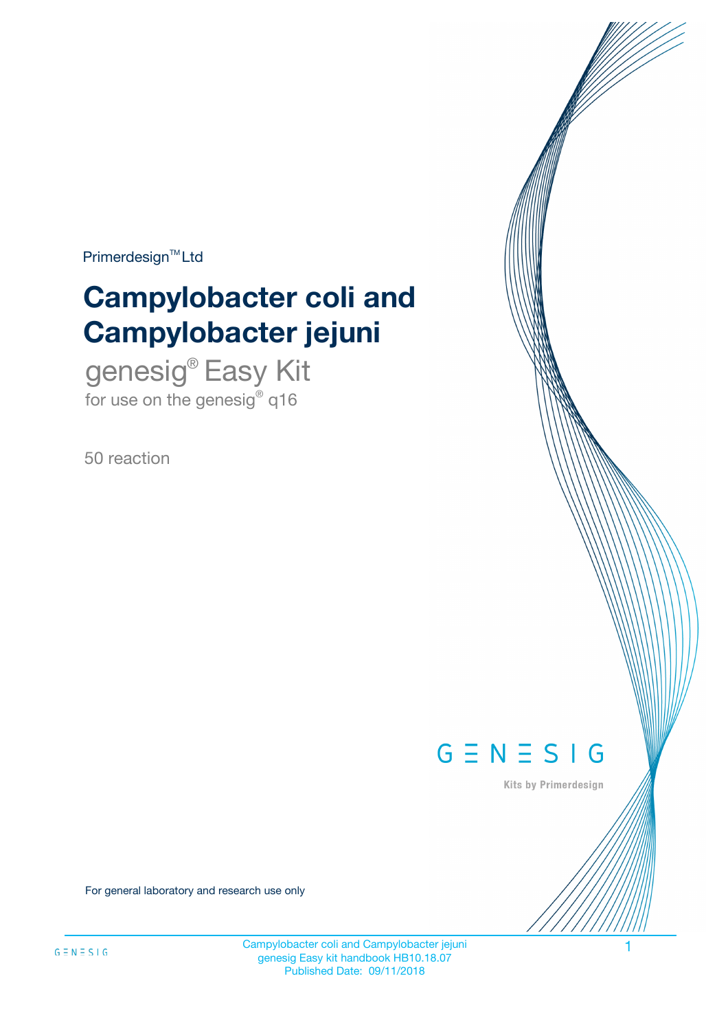Primerdesign™ Ltd

# Campylobacter coli and Campylobacter jejuni

genesig® Easy Kit

for use on the genesig® q16

50 reaction

GENESIG

Kits by Primerdesign

For general laboratory and research use only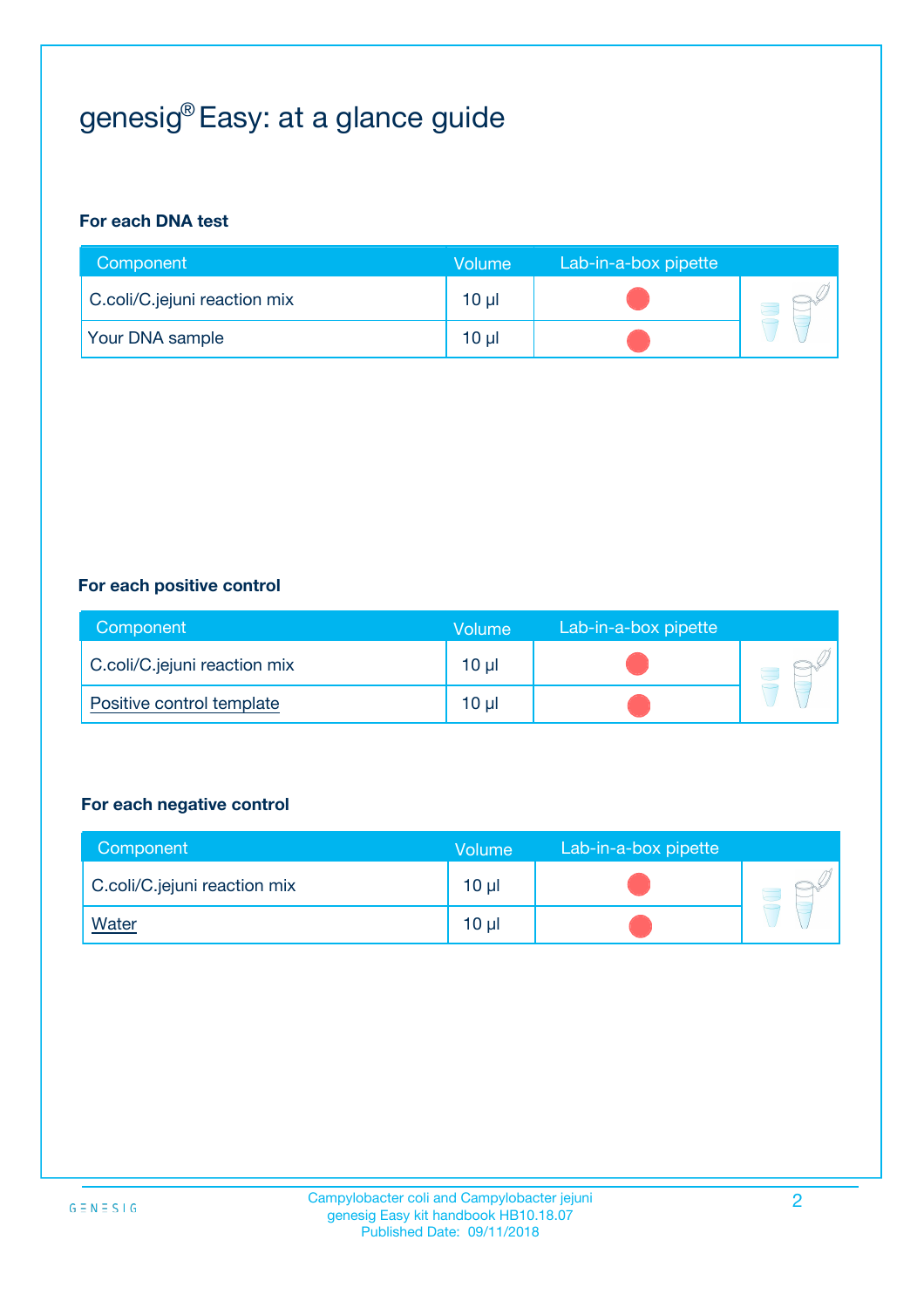# genesig® Easy: at a glance guide

**For each DNA test**

| Component | Volume | Lab-in-a-box pipette |
|---|---|---|
| C.coli/C.jejuni reaction mix | 10 µl | |
| Your DNA sample | 10 µl | |

**For each positive control**

| Component | Volume | Lab-in-a-box pipette |
|---|---|---|
| C.coli/C.jejuni reaction mix | 10 µl | |
| Positive control template | 10 µl | |

**For each negative control**

| Component | Volume | Lab-in-a-box pipette |
|---|---|---|
| C.coli/C.jejuni reaction mix | 10 µl | |
| Water | 10 µl | |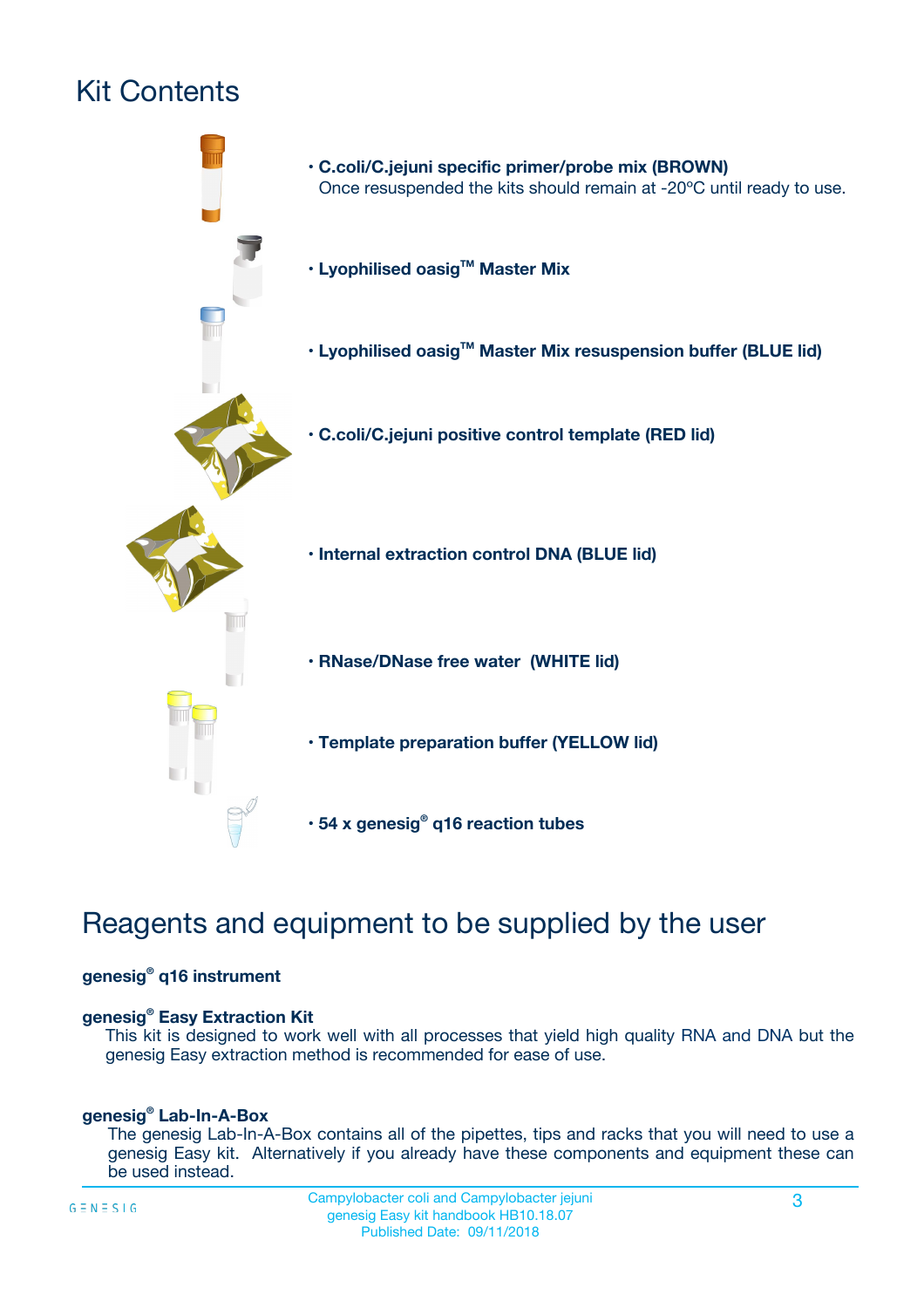# Kit Contents

- **C.coli/C.jejuni specific primer/probe mix (BROWN)**
  Once resuspended the kits should remain at -20ºC until ready to use.
- **Lyophilised oasig™ Master Mix**
- **Lyophilised oasig™ Master Mix resuspension buffer (BLUE lid)**
- **C.coli/C.jejuni positive control template (RED lid)**
- **Internal extraction control DNA (BLUE lid)**
- **RNase/DNase free water (WHITE lid)**
- **Template preparation buffer (YELLOW lid)**
- **54 x genesig® q16 reaction tubes**

# Reagents and equipment to be supplied by the user

**genesig® q16 instrument**

**genesig® Easy Extraction Kit**

This kit is designed to work well with all processes that yield high quality RNA and DNA but the genesig Easy extraction method is recommended for ease of use.

**genesig® Lab-In-A-Box**

The genesig Lab-In-A-Box contains all of the pipettes, tips and racks that you will need to use a genesig Easy kit. Alternatively if you already have these components and equipment these can be used instead.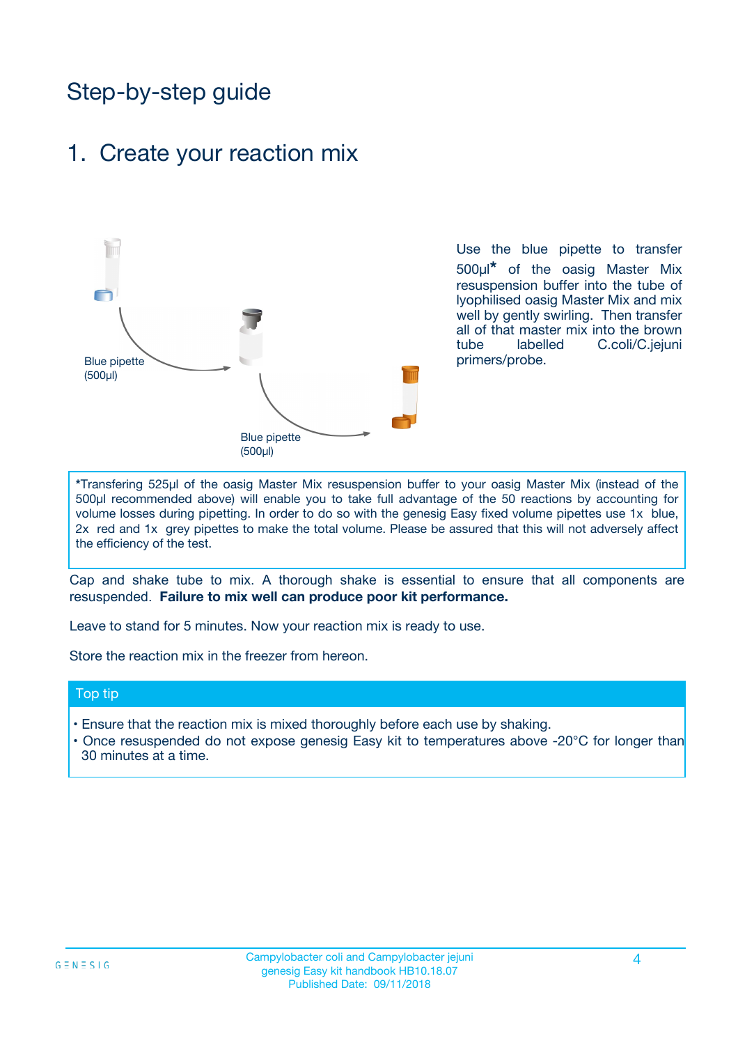# Step-by-step guide

## 1. Create your reaction mix

Blue pipette (500µl)

Blue pipette (500µl)

Use the blue pipette to transfer 500µl* of the oasig Master Mix resuspension buffer into the tube of lyophilised oasig Master Mix and mix well by gently swirling. Then transfer all of that master mix into the brown tube labelled C.coli/C.jejuni primers/probe.

*Transfering 525µl of the oasig Master Mix resuspension buffer to your oasig Master Mix (instead of the 500µl recommended above) will enable you to take full advantage of the 50 reactions by accounting for volume losses during pipetting. In order to do so with the genesig Easy fixed volume pipettes use 1x blue, 2x red and 1x grey pipettes to make the total volume. Please be assured that this will not adversely affect the efficiency of the test.

Cap and shake tube to mix. A thorough shake is essential to ensure that all components are resuspended. **Failure to mix well can produce poor kit performance.**

Leave to stand for 5 minutes. Now your reaction mix is ready to use.

Store the reaction mix in the freezer from hereon.

### Top tip

- Ensure that the reaction mix is mixed thoroughly before each use by shaking.
- Once resuspended do not expose genesig Easy kit to temperatures above -20°C for longer than 30 minutes at a time.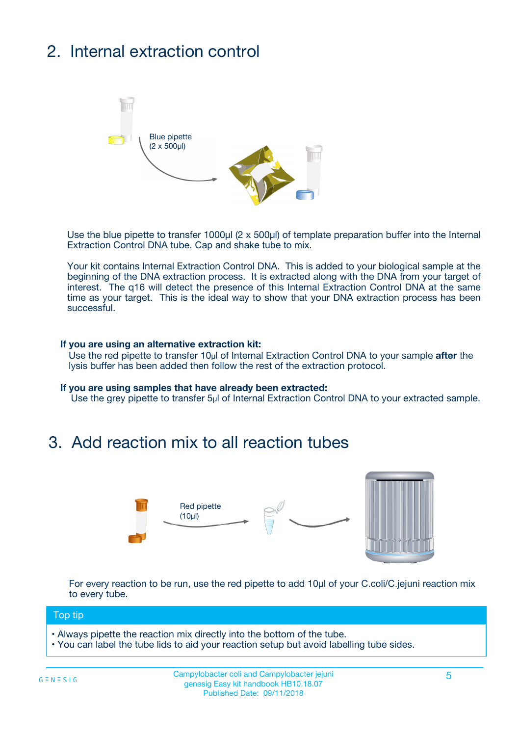## 2. Internal extraction control

Blue pipette
(2 x 500µl)

Use the blue pipette to transfer 1000µl (2 x 500µl) of template preparation buffer into the Internal Extraction Control DNA tube. Cap and shake tube to mix.

Your kit contains Internal Extraction Control DNA. This is added to your biological sample at the beginning of the DNA extraction process. It is extracted along with the DNA from your target of interest. The q16 will detect the presence of this Internal Extraction Control DNA at the same time as your target. This is the ideal way to show that your DNA extraction process has been successful.

**If you are using an alternative extraction kit:**
Use the red pipette to transfer 10µl of Internal Extraction Control DNA to your sample **after** the lysis buffer has been added then follow the rest of the extraction protocol.

**If you are using samples that have already been extracted:**
Use the grey pipette to transfer 5µl of Internal Extraction Control DNA to your extracted sample.

## 3. Add reaction mix to all reaction tubes

Red pipette
(10µl)

For every reaction to be run, use the red pipette to add 10µl of your C.coli/C.jejuni reaction mix to every tube.

**Top tip**

- Always pipette the reaction mix directly into the bottom of the tube.
- You can label the tube lids to aid your reaction setup but avoid labelling tube sides.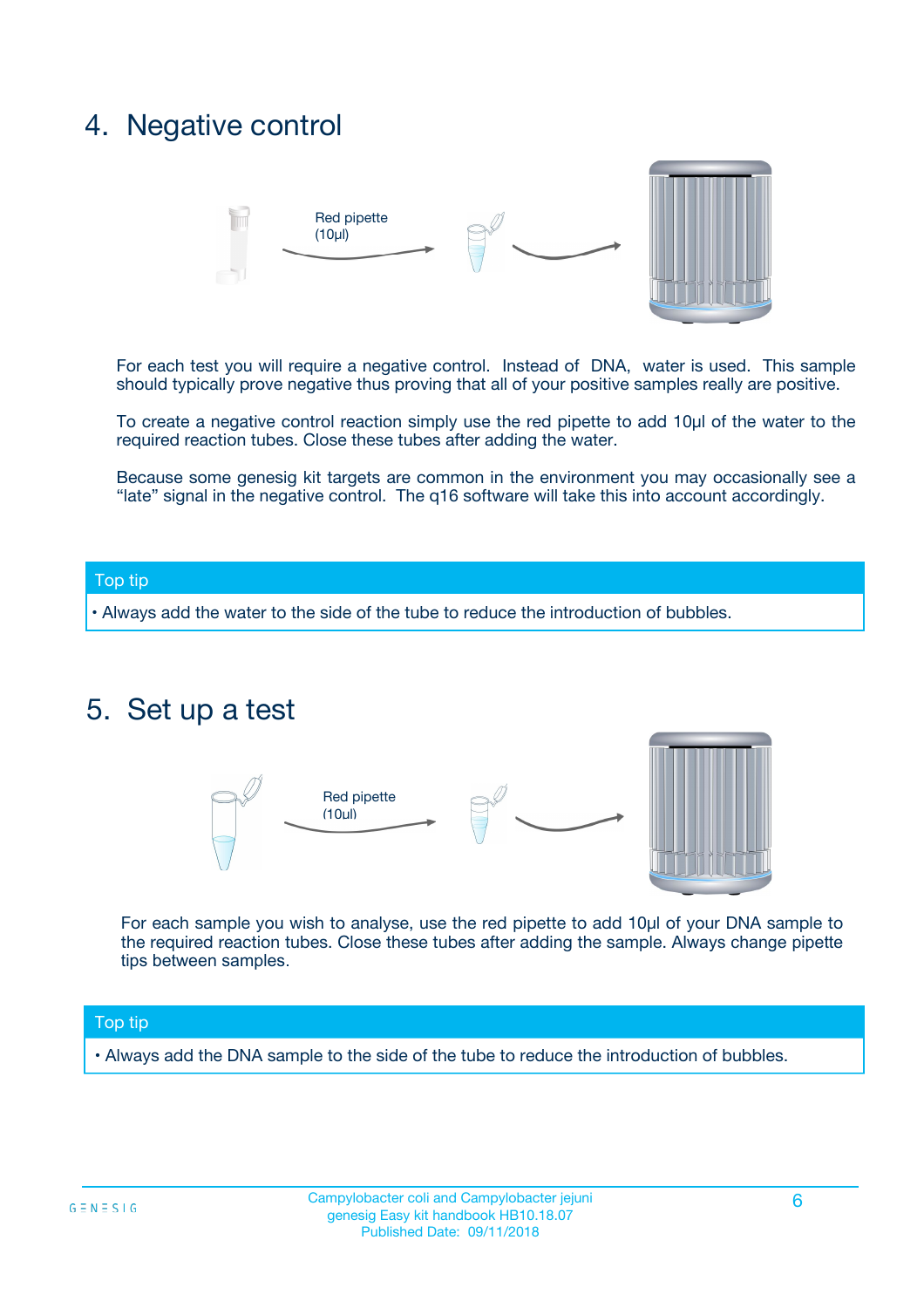## 4. Negative control

Red pipette (10µl)

For each test you will require a negative control. Instead of DNA, water is used. This sample should typically prove negative thus proving that all of your positive samples really are positive.

To create a negative control reaction simply use the red pipette to add 10µl of the water to the required reaction tubes. Close these tubes after adding the water.

Because some genesig kit targets are common in the environment you may occasionally see a "late" signal in the negative control. The q16 software will take this into account accordingly.

**Top tip**

- Always add the water to the side of the tube to reduce the introduction of bubbles.

## 5. Set up a test

Red pipette (10µl)

For each sample you wish to analyse, use the red pipette to add 10µl of your DNA sample to the required reaction tubes. Close these tubes after adding the sample. Always change pipette tips between samples.

**Top tip**

- Always add the DNA sample to the side of the tube to reduce the introduction of bubbles.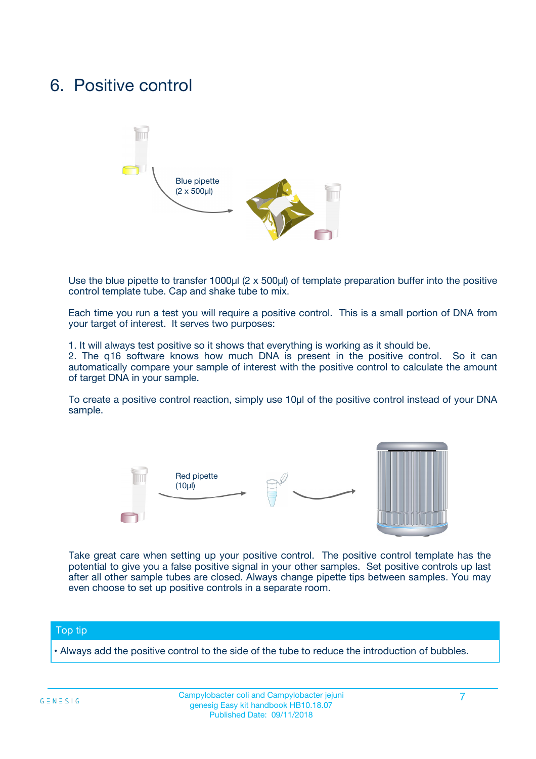# 6. Positive control

Blue pipette
(2 x 500µl)

Use the blue pipette to transfer 1000µl (2 x 500µl) of template preparation buffer into the positive control template tube. Cap and shake tube to mix.

Each time you run a test you will require a positive control. This is a small portion of DNA from your target of interest. It serves two purposes:

1. It will always test positive so it shows that everything is working as it should be.
2. The q16 software knows how much DNA is present in the positive control. So it can automatically compare your sample of interest with the positive control to calculate the amount of target DNA in your sample.

To create a positive control reaction, simply use 10µl of the positive control instead of your DNA sample.

Red pipette
(10µl)

Take great care when setting up your positive control. The positive control template has the potential to give you a false positive signal in your other samples. Set positive controls up last after all other sample tubes are closed. Always change pipette tips between samples. You may even choose to set up positive controls in a separate room.

**Top tip**

- Always add the positive control to the side of the tube to reduce the introduction of bubbles.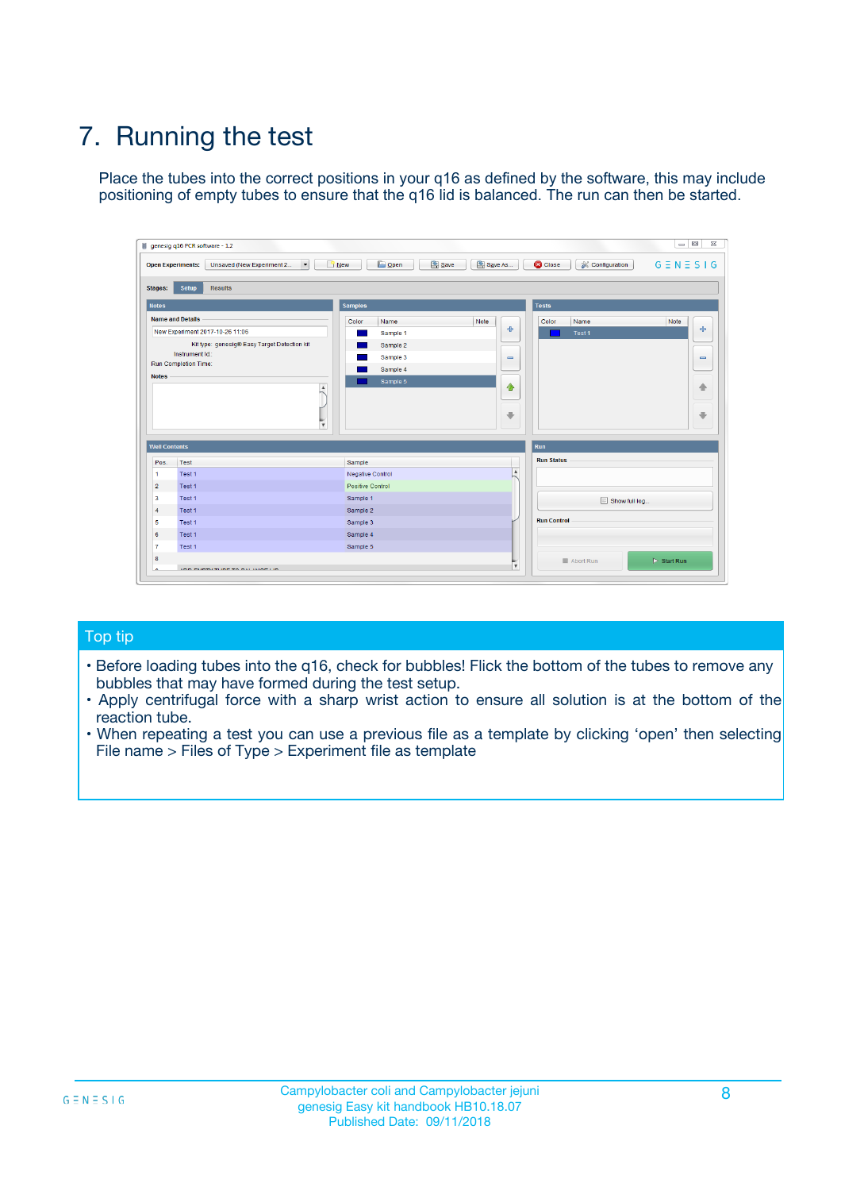# 7. Running the test

Place the tubes into the correct positions in your q16 as defined by the software, this may include positioning of empty tubes to ensure that the q16 lid is balanced. The run can then be started.

## Top tip

- Before loading tubes into the q16, check for bubbles! Flick the bottom of the tubes to remove any bubbles that may have formed during the test setup.
- Apply centrifugal force with a sharp wrist action to ensure all solution is at the bottom of the reaction tube.
- When repeating a test you can use a previous file as a template by clicking 'open' then selecting File name > Files of Type > Experiment file as template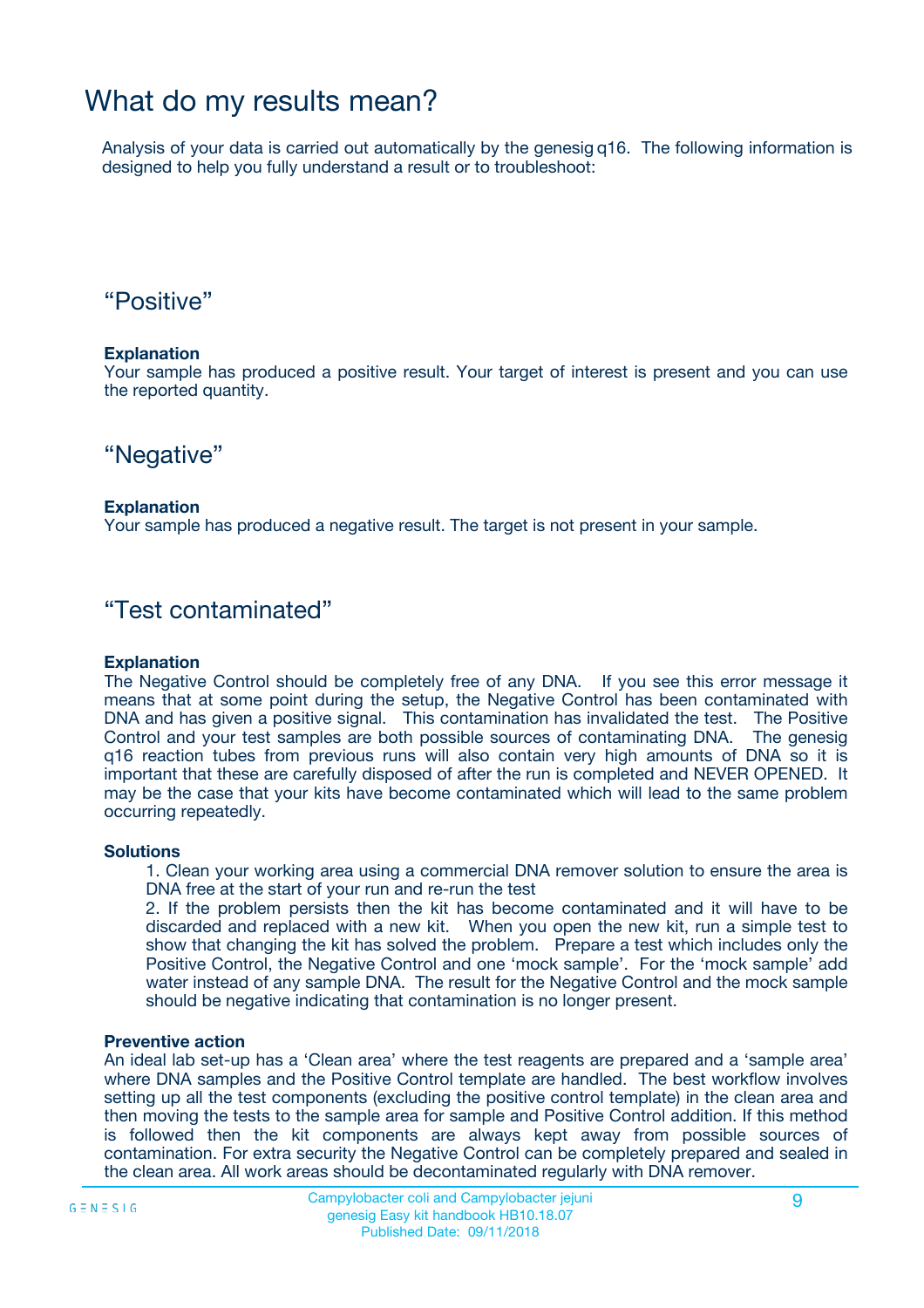# What do my results mean?

Analysis of your data is carried out automatically by the genesig q16. The following information is designed to help you fully understand a result or to troubleshoot:

## “Positive”

**Explanation**
Your sample has produced a positive result. Your target of interest is present and you can use the reported quantity.

## “Negative”

**Explanation**
Your sample has produced a negative result. The target is not present in your sample.

## “Test contaminated”

**Explanation**
The Negative Control should be completely free of any DNA. If you see this error message it means that at some point during the setup, the Negative Control has been contaminated with DNA and has given a positive signal. This contamination has invalidated the test. The Positive Control and your test samples are both possible sources of contaminating DNA. The genesig q16 reaction tubes from previous runs will also contain very high amounts of DNA so it is important that these are carefully disposed of after the run is completed and NEVER OPENED. It may be the case that your kits have become contaminated which will lead to the same problem occurring repeatedly.

**Solutions**

1. Clean your working area using a commercial DNA remover solution to ensure the area is DNA free at the start of your run and re-run the test
2. If the problem persists then the kit has become contaminated and it will have to be discarded and replaced with a new kit. When you open the new kit, run a simple test to show that changing the kit has solved the problem. Prepare a test which includes only the Positive Control, the Negative Control and one ‘mock sample’. For the ‘mock sample’ add water instead of any sample DNA. The result for the Negative Control and the mock sample should be negative indicating that contamination is no longer present.

**Preventive action**
An ideal lab set-up has a ‘Clean area’ where the test reagents are prepared and a ‘sample area’ where DNA samples and the Positive Control template are handled. The best workflow involves setting up all the test components (excluding the positive control template) in the clean area and then moving the tests to the sample area for sample and Positive Control addition. If this method is followed then the kit components are always kept away from possible sources of contamination. For extra security the Negative Control can be completely prepared and sealed in the clean area. All work areas should be decontaminated regularly with DNA remover.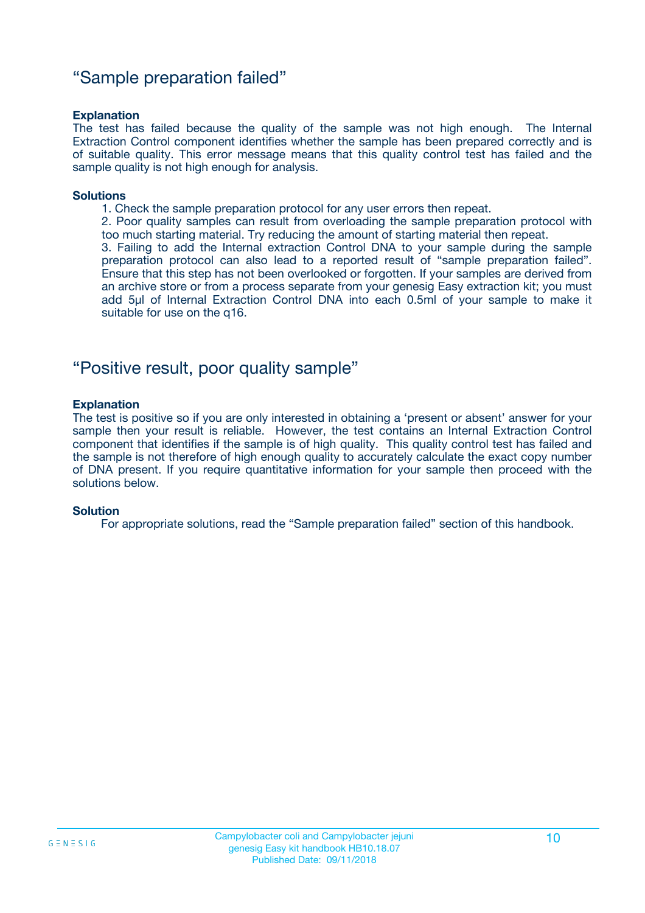## “Sample preparation failed”

**Explanation**

The test has failed because the quality of the sample was not high enough. The Internal Extraction Control component identifies whether the sample has been prepared correctly and is of suitable quality. This error message means that this quality control test has failed and the sample quality is not high enough for analysis.

**Solutions**

1. Check the sample preparation protocol for any user errors then repeat.
2. Poor quality samples can result from overloading the sample preparation protocol with too much starting material. Try reducing the amount of starting material then repeat.
3. Failing to add the Internal extraction Control DNA to your sample during the sample preparation protocol can also lead to a reported result of “sample preparation failed”. Ensure that this step has not been overlooked or forgotten. If your samples are derived from an archive store or from a process separate from your genesig Easy extraction kit; you must add 5µl of Internal Extraction Control DNA into each 0.5ml of your sample to make it suitable for use on the q16.

## “Positive result, poor quality sample”

**Explanation**

The test is positive so if you are only interested in obtaining a ‘present or absent’ answer for your sample then your result is reliable. However, the test contains an Internal Extraction Control component that identifies if the sample is of high quality. This quality control test has failed and the sample is not therefore of high enough quality to accurately calculate the exact copy number of DNA present. If you require quantitative information for your sample then proceed with the solutions below.

**Solution**

For appropriate solutions, read the “Sample preparation failed” section of this handbook.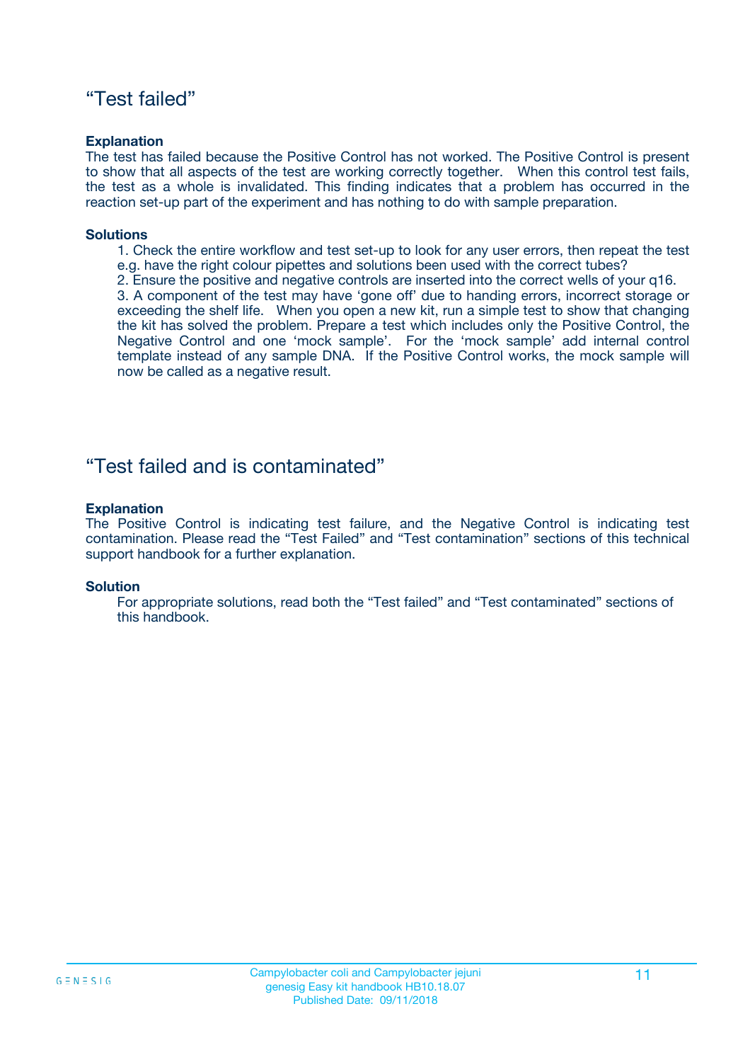## “Test failed”

**Explanation**

The test has failed because the Positive Control has not worked. The Positive Control is present to show that all aspects of the test are working correctly together. When this control test fails, the test as a whole is invalidated. This finding indicates that a problem has occurred in the reaction set-up part of the experiment and has nothing to do with sample preparation.

**Solutions**

1. Check the entire workflow and test set-up to look for any user errors, then repeat the test e.g. have the right colour pipettes and solutions been used with the correct tubes?
2. Ensure the positive and negative controls are inserted into the correct wells of your q16.
3. A component of the test may have ‘gone off’ due to handing errors, incorrect storage or exceeding the shelf life. When you open a new kit, run a simple test to show that changing the kit has solved the problem. Prepare a test which includes only the Positive Control, the Negative Control and one ‘mock sample’. For the ‘mock sample’ add internal control template instead of any sample DNA. If the Positive Control works, the mock sample will now be called as a negative result.

## “Test failed and is contaminated”

**Explanation**

The Positive Control is indicating test failure, and the Negative Control is indicating test contamination. Please read the “Test Failed” and “Test contamination” sections of this technical support handbook for a further explanation.

**Solution**

For appropriate solutions, read both the “Test failed” and “Test contaminated” sections of this handbook.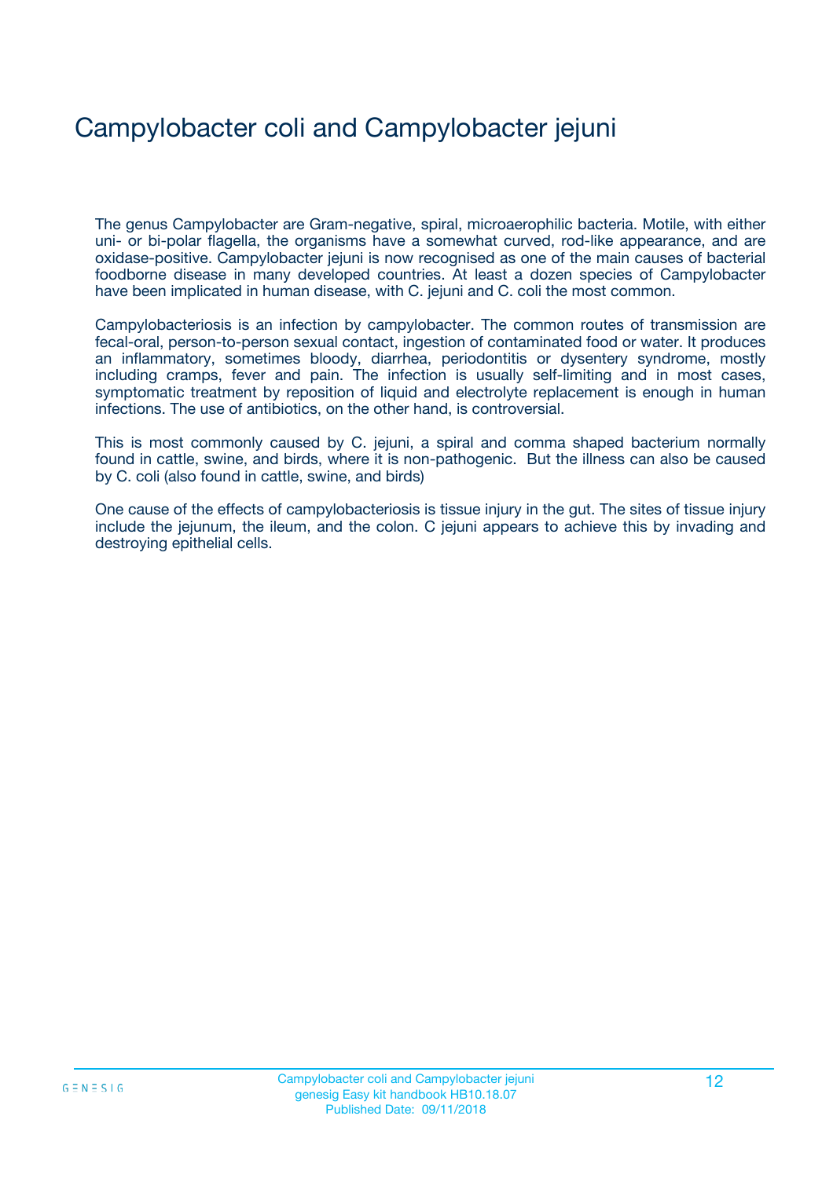# Campylobacter coli and Campylobacter jejuni

The genus Campylobacter are Gram-negative, spiral, microaerophilic bacteria. Motile, with either uni- or bi-polar flagella, the organisms have a somewhat curved, rod-like appearance, and are oxidase-positive. Campylobacter jejuni is now recognised as one of the main causes of bacterial foodborne disease in many developed countries. At least a dozen species of Campylobacter have been implicated in human disease, with C. jejuni and C. coli the most common.

Campylobacteriosis is an infection by campylobacter. The common routes of transmission are fecal-oral, person-to-person sexual contact, ingestion of contaminated food or water. It produces an inflammatory, sometimes bloody, diarrhea, periodontitis or dysentery syndrome, mostly including cramps, fever and pain. The infection is usually self-limiting and in most cases, symptomatic treatment by reposition of liquid and electrolyte replacement is enough in human infections. The use of antibiotics, on the other hand, is controversial.

This is most commonly caused by C. jejuni, a spiral and comma shaped bacterium normally found in cattle, swine, and birds, where it is non-pathogenic. But the illness can also be caused by C. coli (also found in cattle, swine, and birds)

One cause of the effects of campylobacteriosis is tissue injury in the gut. The sites of tissue injury include the jejunum, the ileum, and the colon. C jejuni appears to achieve this by invading and destroying epithelial cells.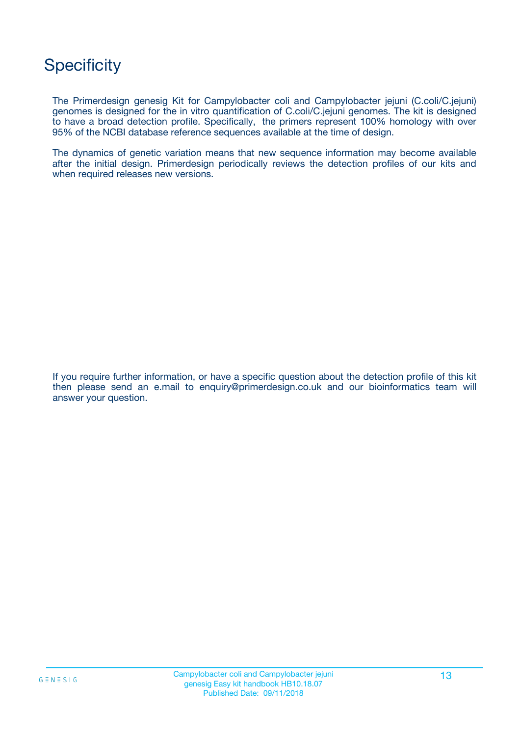# Specificity

The Primerdesign genesig Kit for Campylobacter coli and Campylobacter jejuni (C.coli/C.jejuni) genomes is designed for the in vitro quantification of C.coli/C.jejuni genomes. The kit is designed to have a broad detection profile. Specifically, the primers represent 100% homology with over 95% of the NCBI database reference sequences available at the time of design.

The dynamics of genetic variation means that new sequence information may become available after the initial design. Primerdesign periodically reviews the detection profiles of our kits and when required releases new versions.

If you require further information, or have a specific question about the detection profile of this kit then please send an e.mail to enquiry@primerdesign.co.uk and our bioinformatics team will answer your question.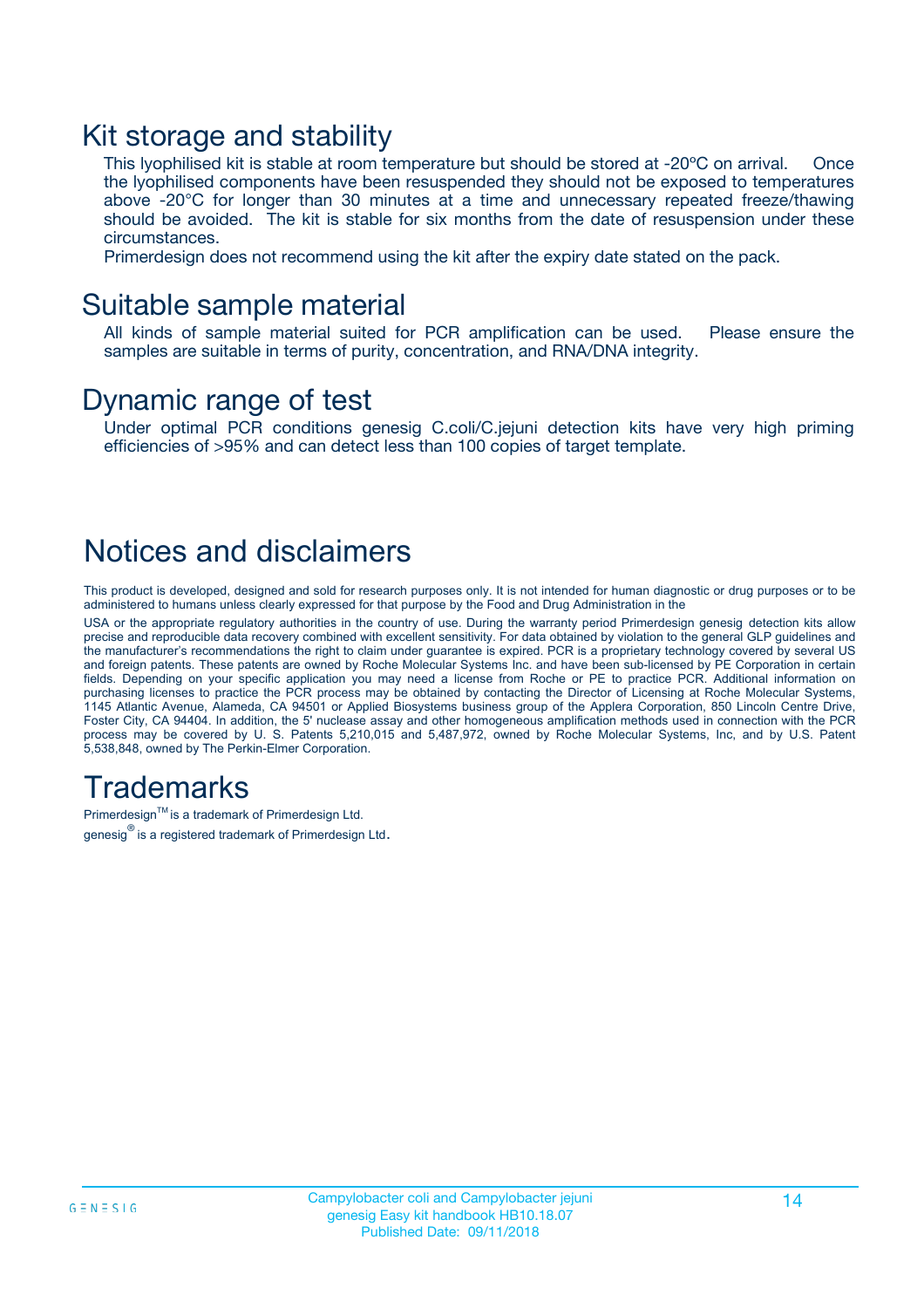# Kit storage and stability

This lyophilised kit is stable at room temperature but should be stored at -20ºC on arrival. Once the lyophilised components have been resuspended they should not be exposed to temperatures above -20°C for longer than 30 minutes at a time and unnecessary repeated freeze/thawing should be avoided. The kit is stable for six months from the date of resuspension under these circumstances.

Primerdesign does not recommend using the kit after the expiry date stated on the pack.

# Suitable sample material

All kinds of sample material suited for PCR amplification can be used. Please ensure the samples are suitable in terms of purity, concentration, and RNA/DNA integrity.

# Dynamic range of test

Under optimal PCR conditions genesig C.coli/C.jejuni detection kits have very high priming efficiencies of >95% and can detect less than 100 copies of target template.

# Notices and disclaimers

This product is developed, designed and sold for research purposes only. It is not intended for human diagnostic or drug purposes or to be administered to humans unless clearly expressed for that purpose by the Food and Drug Administration in the

USA or the appropriate regulatory authorities in the country of use. During the warranty period Primerdesign genesig detection kits allow precise and reproducible data recovery combined with excellent sensitivity. For data obtained by violation to the general GLP guidelines and the manufacturer's recommendations the right to claim under guarantee is expired. PCR is a proprietary technology covered by several US and foreign patents. These patents are owned by Roche Molecular Systems Inc. and have been sub-licensed by PE Corporation in certain fields. Depending on your specific application you may need a license from Roche or PE to practice PCR. Additional information on purchasing licenses to practice the PCR process may be obtained by contacting the Director of Licensing at Roche Molecular Systems, 1145 Atlantic Avenue, Alameda, CA 94501 or Applied Biosystems business group of the Applera Corporation, 850 Lincoln Centre Drive, Foster City, CA 94404. In addition, the 5' nuclease assay and other homogeneous amplification methods used in connection with the PCR process may be covered by U. S. Patents 5,210,015 and 5,487,972, owned by Roche Molecular Systems, Inc, and by U.S. Patent 5,538,848, owned by The Perkin-Elmer Corporation.

# Trademarks

Primerdesign™ is a trademark of Primerdesign Ltd.

genesig® is a registered trademark of Primerdesign Ltd.